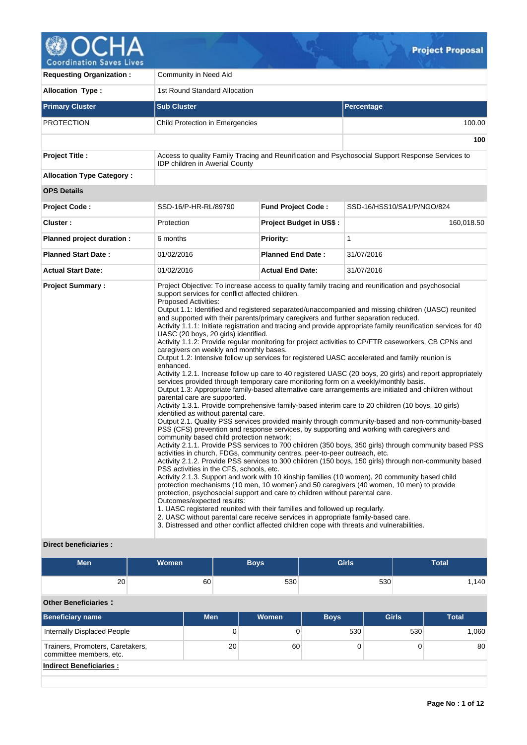# Project Proposal

| | |
|---|---|
| **Requesting Organization :** | Community in Need Aid |
| **Allocation Type :** | 1st Round Standard Allocation |

| Primary Cluster | Sub Cluster | Percentage |
|---|---|---|
| PROTECTION | Child Protection in Emergencies | 100.00 |
| | | **100** |

| | |
|---|---|
| **Project Title :** | Access to quality Family Tracing and Reunification and Psychosocial Support Response Services to IDP children in Awerial County |
| **Allocation Type Category :** | |

**OPS Details**

| | | | |
|---|---|---|---|
| **Project Code :** | SSD-16/P-HR-RL/89790 | **Fund Project Code :** | SSD-16/HSS10/SA1/P/NGO/824 |
| **Cluster :** | Protection | **Project Budget in US$ :** | 160,018.50 |
| **Planned project duration :** | 6 months | **Priority:** | 1 |
| **Planned Start Date :** | 01/02/2016 | **Planned End Date :** | 31/07/2016 |
| **Actual Start Date:** | 01/02/2016 | **Actual End Date:** | 31/07/2016 |

**Project Summary :**

Project Objective: To increase access to quality family tracing and reunification and psychosocial support services for conflict affected children.
Proposed Activities:
Output 1.1: Identified and registered separated/unaccompanied and missing children (UASC) reunited and supported with their parents/primary caregivers and further separation reduced.
Activity 1.1.1: Initiate registration and tracing and provide appropriate family reunification services for 40 UASC (20 boys, 20 girls) identified.
Activity 1.1.2: Provide regular monitoring for project activities to CP/FTR caseworkers, CB CPNs and caregivers on weekly and monthly bases.
Output 1.2: Intensive follow up services for registered UASC accelerated and family reunion is enhanced.
Activity 1.2.1. Increase follow up care to 40 registered UASC (20 boys, 20 girls) and report appropriately services provided through temporary care monitoring form on a weekly/monthly basis.
Output 1.3: Appropriate family-based alternative care arrangements are initiated and children without parental care are supported.
Activity 1.3.1. Provide comprehensive family-based interim care to 20 children (10 boys, 10 girls) identified as without parental care.
Output 2.1. Quality PSS services provided mainly through community-based and non-community-based PSS (CFS) prevention and response services, by supporting and working with caregivers and community based child protection network;
Activity 2.1.1. Provide PSS services to 700 children (350 boys, 350 girls) through community based PSS activities in church, FDGs, community centres, peer-to-peer outreach, etc.
Activity 2.1.2. Provide PSS services to 300 children (150 boys, 150 girls) through non-community based PSS activities in the CFS, schools, etc.
Activity 2.1.3. Support and work with 10 kinship families (10 women), 20 community based child protection mechanisms (10 men, 10 women) and 50 caregivers (40 women, 10 men) to provide protection, psychosocial support and care to children without parental care.
Outcomes/expected results:
1. UASC registered reunited with their families and followed up regularly.
2. UASC without parental care receive services in appropriate family-based care.
3. Distressed and other conflict affected children cope with threats and vulnerabilities.

**Direct beneficiaries :**

| Men | Women | Boys | Girls | Total |
|---|---|---|---|---|
| 20 | 60 | 530 | 530 | 1,140 |

**Other Beneficiaries :**

| Beneficiary name | Men | Women | Boys | Girls | Total |
|---|---|---|---|---|---|
| Internally Displaced People | 0 | 0 | 530 | 530 | 1,060 |
| Trainers, Promoters, Caretakers, committee members, etc. | 20 | 60 | 0 | 0 | 80 |

**Indirect Beneficiaries :**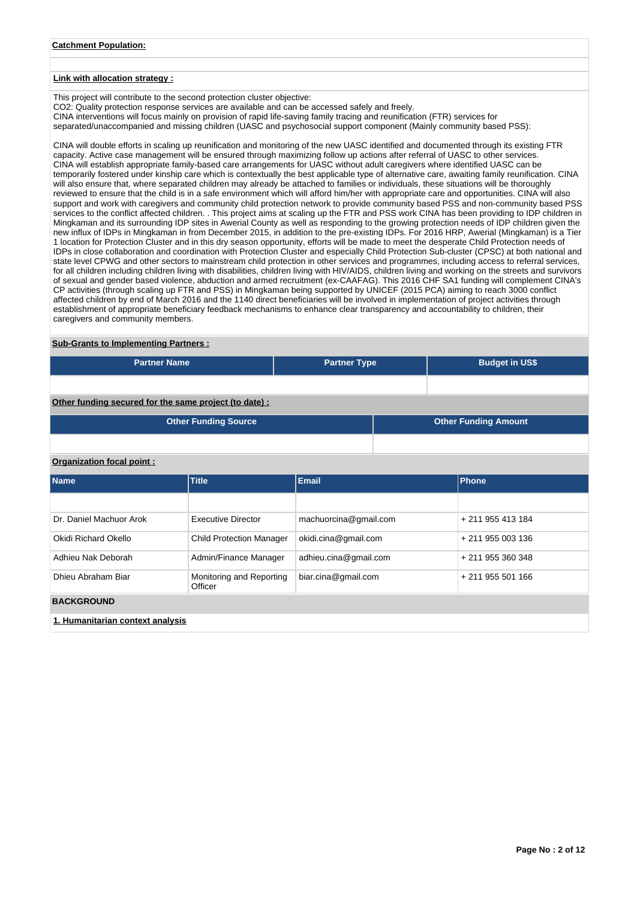**Catchment Population:**

**Link with allocation strategy :**

This project will contribute to the second protection cluster objective:
CO2: Quality protection response services are available and can be accessed safely and freely.
CINA interventions will focus mainly on provision of rapid life-saving family tracing and reunification (FTR) services for separated/unaccompanied and missing children (UASC and psychosocial support component (Mainly community based PSS):

CINA will double efforts in scaling up reunification and monitoring of the new UASC identified and documented through its existing FTR capacity. Active case management will be ensured through maximizing follow up actions after referral of UASC to other services.
CINA will establish appropriate family-based care arrangements for UASC without adult caregivers where identified UASC can be temporarily fostered under kinship care which is contextually the best applicable type of alternative care, awaiting family reunification. CINA will also ensure that, where separated children may already be attached to families or individuals, these situations will be thoroughly reviewed to ensure that the child is in a safe environment which will afford him/her with appropriate care and opportunities. CINA will also support and work with caregivers and community child protection network to provide community based PSS and non-community based PSS services to the conflict affected children. . This project aims at scaling up the FTR and PSS work CINA has been providing to IDP children in Mingkaman and its surrounding IDP sites in Awerial County as well as responding to the growing protection needs of IDP children given the new influx of IDPs in Mingkaman in from December 2015, in addition to the pre-existing IDPs. For 2016 HRP, Awerial (Mingkaman) is a Tier 1 location for Protection Cluster and in this dry season opportunity, efforts will be made to meet the desperate Child Protection needs of IDPs in close collaboration and coordination with Protection Cluster and especially Child Protection Sub-cluster (CPSC) at both national and state level CPWG and other sectors to mainstream child protection in other services and programmes, including access to referral services, for all children including children living with disabilities, children living with HIV/AIDS, children living and working on the streets and survivors of sexual and gender based violence, abduction and armed recruitment (ex-CAAFAG). This 2016 CHF SA1 funding will complement CINA's CP activities (through scaling up FTR and PSS) in Mingkaman being supported by UNICEF (2015 PCA) aiming to reach 3000 conflict affected children by end of March 2016 and the 1140 direct beneficiaries will be involved in implementation of project activities through establishment of appropriate beneficiary feedback mechanisms to enhance clear transparency and accountability to children, their caregivers and community members.

**Sub-Grants to Implementing Partners :**

| Partner Name | Partner Type | Budget in US$ |
|---|---|---|
| | | |

**Other funding secured for the same project (to date) :**

| Other Funding Source | Other Funding Amount |
|---|---|
| | |

**Organization focal point :**

| Name | Title | Email | Phone |
|---|---|---|---|
| | | | |
| Dr. Daniel Machuor Arok | Executive Director | machuorcina@gmail.com | + 211 955 413 184 |
| Okidi Richard Okello | Child Protection Manager | okidi.cina@gmail.com | + 211 955 003 136 |
| Adhieu Nak Deborah | Admin/Finance Manager | adhieu.cina@gmail.com | + 211 955 360 348 |
| Dhieu Abraham Biar | Monitoring and Reporting Officer | biar.cina@gmail.com | + 211 955 501 166 |

## BACKGROUND

**1. Humanitarian context analysis**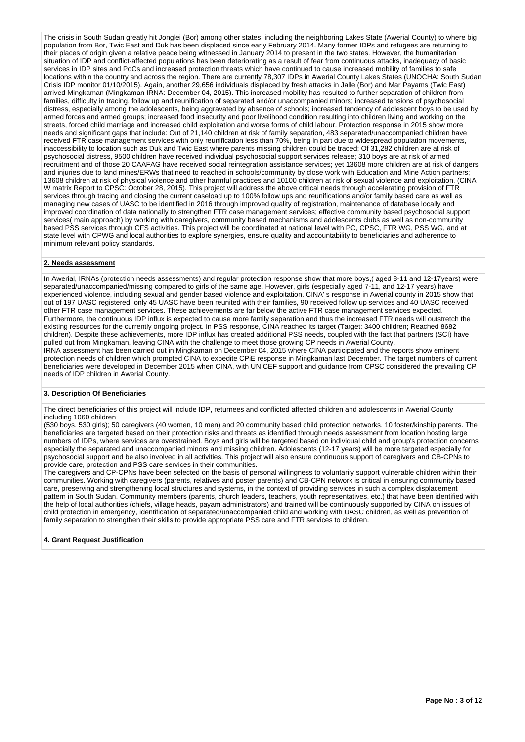The crisis in South Sudan greatly hit Jonglei (Bor) among other states, including the neighboring Lakes State (Awerial County) to where big population from Bor, Twic East and Duk has been displaced since early February 2014. Many former IDPs and refugees are returning to their places of origin given a relative peace being witnessed in January 2014 to present in the two states. However, the humanitarian situation of IDP and conflict-affected populations has been deteriorating as a result of fear from continuous attacks, inadequacy of basic services in IDP sites and PoCs and increased protection threats which have continued to cause increased mobility of families to safe locations within the country and across the region. There are currently 78,307 IDPs in Awerial County Lakes States (UNOCHA: South Sudan Crisis IDP monitor 01/10/2015). Again, another 29,656 individuals displaced by fresh attacks in Jalle (Bor) and Mar Payams (Twic East) arrived Mingkaman (Mingkaman IRNA: December 04, 2015). This increased mobility has resulted to further separation of children from families, difficulty in tracing, follow up and reunification of separated and/or unaccompanied minors; increased tensions of psychosocial distress, especially among the adolescents, being aggravated by absence of schools; increased tendency of adolescent boys to be used by armed forces and armed groups; increased food insecurity and poor livelihood condition resulting into children living and working on the streets, forced child marriage and increased child exploitation and worse forms of child labour. Protection response in 2015 show more needs and significant gaps that include: Out of 21,140 children at risk of family separation, 483 separated/unaccompanied children have received FTR case management services with only reunification less than 70%, being in part due to widespread population movements, inaccessibility to location such as Duk and Twic East where parents missing children could be traced; Of 31,282 children are at risk of psychosocial distress, 9500 children have received individual psychosocial support services release; 310 boys are at risk of armed recruitment and of those 20 CAAFAG have received social reintegration assistance services; yet 13608 more children are at risk of dangers and injuries due to land mines/ERWs that need to reached in schools/community by close work with Education and Mine Action partners; 13608 children at risk of physical violence and other harmful practices and 10100 children at risk of sexual violence and exploitation. (CINA W matrix Report to CPSC: October 28, 2015). This project will address the above critical needs through accelerating provision of FTR services through tracing and closing the current caseload up to 100% follow ups and reunifications and/or family based care as well as managing new cases of UASC to be identified in 2016 through improved quality of registration, maintenance of database locally and improved coordination of data nationally to strengthen FTR case management services; effective community based psychosocial support services( main approach) by working with caregivers, community based mechanisms and adolescents clubs as well as non-community based PSS services through CFS activities. This project will be coordinated at national level with PC, CPSC, FTR WG, PSS WG, and at state level with CPWG and local authorities to explore synergies, ensure quality and accountability to beneficiaries and adherence to minimum relevant policy standards.

## 2. Needs assessment

In Awerial, IRNAs (protection needs assessments) and regular protection response show that more boys,( aged 8-11 and 12-17years) were separated/unaccompanied/missing compared to girls of the same age. However, girls (especially aged 7-11, and 12-17 years) have experienced violence, including sexual and gender based violence and exploitation. CINA' s response in Awerial county in 2015 show that out of 197 UASC registered, only 45 UASC have been reunited with their families, 90 received follow up services and 40 UASC received other FTR case management services. These achievements are far below the active FTR case management services expected. Furthermore, the continuous IDP influx is expected to cause more family separation and thus the increased FTR needs will outstretch the existing resources for the currently ongoing project. In PSS response, CINA reached its target (Target: 3400 children; Reached 8682 children). Despite these achievements, more IDP influx has created additional PSS needs, coupled with the fact that partners (SCI) have pulled out from Mingkaman, leaving CINA with the challenge to meet those growing CP needs in Awerial County.
IRNA assessment has been carried out in Mingkaman on December 04, 2015 where CINA participated and the reports show eminent protection needs of children which prompted CINA to expedite CPiE response in Mingkaman last December. The target numbers of current beneficiaries were developed in December 2015 when CINA, with UNICEF support and guidance from CPSC considered the prevailing CP needs of IDP children in Awerial County.

## 3. Description Of Beneficiaries

The direct beneficiaries of this project will include IDP, returnees and conflicted affected children and adolescents in Awerial County including 1060 children
(530 boys, 530 girls); 50 caregivers (40 women, 10 men) and 20 community based child protection networks, 10 foster/kinship parents. The beneficiaries are targeted based on their protection risks and threats as identified through needs assessment from location hosting large numbers of IDPs, where services are overstrained. Boys and girls will be targeted based on individual child and group's protection concerns especially the separated and unaccompanied minors and missing children. Adolescents (12-17 years) will be more targeted especially for psychosocial support and be also involved in all activities. This project will also ensure continuous support of caregivers and CB-CPNs to provide care, protection and PSS care services in their communities.
The caregivers and CP-CPNs have been selected on the basis of personal willingness to voluntarily support vulnerable children within their communities. Working with caregivers (parents, relatives and poster parents) and CB-CPN network is critical in ensuring community based care, preserving and strengthening local structures and systems, in the context of providing services in such a complex displacement pattern in South Sudan. Community members (parents, church leaders, teachers, youth representatives, etc.) that have been identified with the help of local authorities (chiefs, village heads, payam administrators) and trained will be continuously supported by CINA on issues of child protection in emergency, identification of separated/unaccompanied child and working with UASC children, as well as prevention of family separation to strengthen their skills to provide appropriate PSS care and FTR services to children.

## 4. Grant Request Justification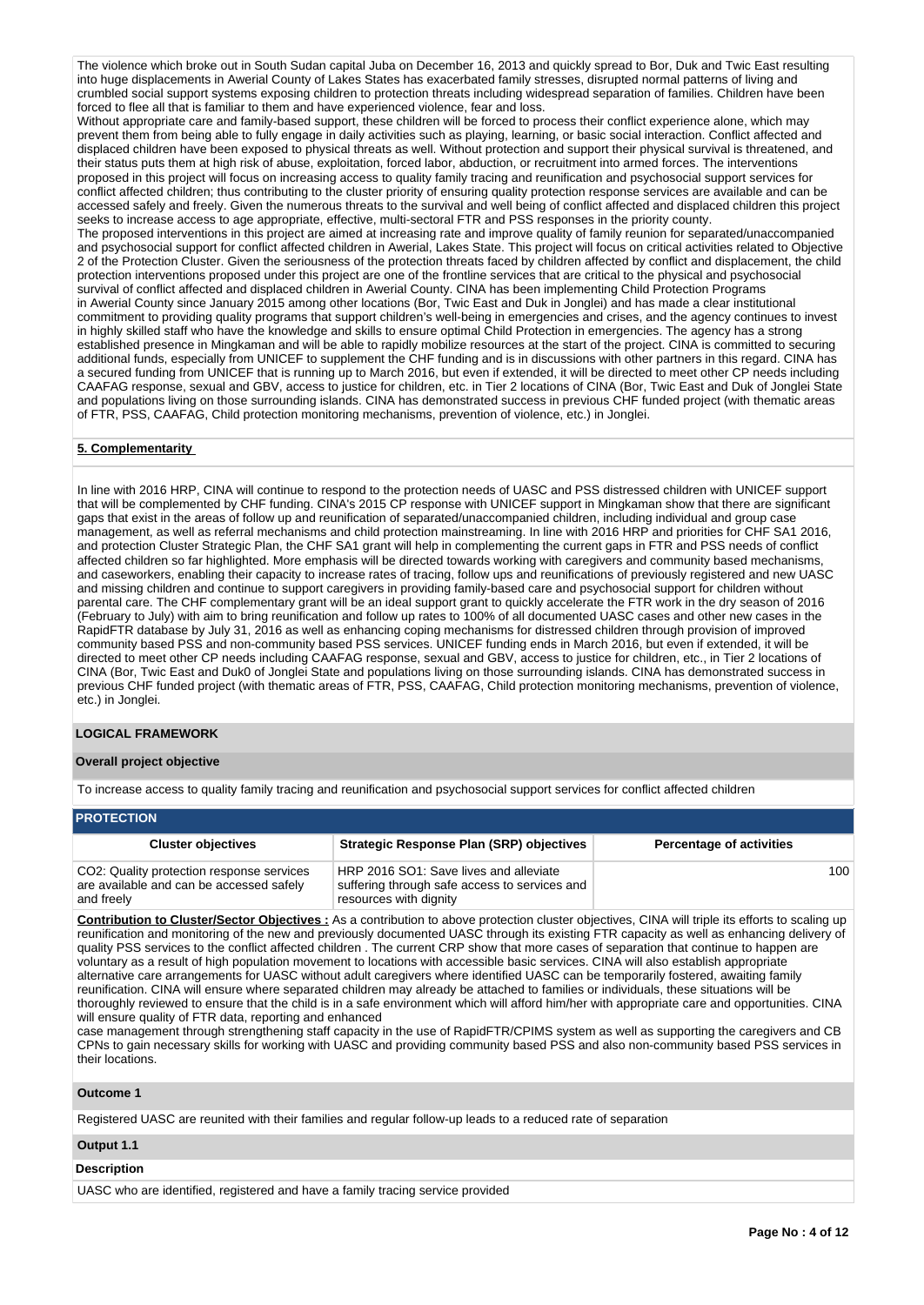The violence which broke out in South Sudan capital Juba on December 16, 2013 and quickly spread to Bor, Duk and Twic East resulting into huge displacements in Awerial County of Lakes States has exacerbated family stresses, disrupted normal patterns of living and crumbled social support systems exposing children to protection threats including widespread separation of families. Children have been forced to flee all that is familiar to them and have experienced violence, fear and loss.

Without appropriate care and family-based support, these children will be forced to process their conflict experience alone, which may prevent them from being able to fully engage in daily activities such as playing, learning, or basic social interaction. Conflict affected and displaced children have been exposed to physical threats as well. Without protection and support their physical survival is threatened, and their status puts them at high risk of abuse, exploitation, forced labor, abduction, or recruitment into armed forces. The interventions proposed in this project will focus on increasing access to quality family tracing and reunification and psychosocial support services for conflict affected children; thus contributing to the cluster priority of ensuring quality protection response services are available and can be accessed safely and freely. Given the numerous threats to the survival and well being of conflict affected and displaced children this project seeks to increase access to age appropriate, effective, multi-sectoral FTR and PSS responses in the priority county.

The proposed interventions in this project are aimed at increasing rate and improve quality of family reunion for separated/unaccompanied and psychosocial support for conflict affected children in Awerial, Lakes State. This project will focus on critical activities related to Objective 2 of the Protection Cluster. Given the seriousness of the protection threats faced by children affected by conflict and displacement, the child protection interventions proposed under this project are one of the frontline services that are critical to the physical and psychosocial survival of conflict affected and displaced children in Awerial County. CINA has been implementing Child Protection Programs in Awerial County since January 2015 among other locations (Bor, Twic East and Duk in Jonglei) and has made a clear institutional commitment to providing quality programs that support children's well-being in emergencies and crises, and the agency continues to invest in highly skilled staff who have the knowledge and skills to ensure optimal Child Protection in emergencies. The agency has a strong established presence in Mingkaman and will be able to rapidly mobilize resources at the start of the project. CINA is committed to securing additional funds, especially from UNICEF to supplement the CHF funding and is in discussions with other partners in this regard. CINA has a secured funding from UNICEF that is running up to March 2016, but even if extended, it will be directed to meet other CP needs including CAAFAG response, sexual and GBV, access to justice for children, etc. in Tier 2 locations of CINA (Bor, Twic East and Duk of Jonglei State and populations living on those surrounding islands. CINA has demonstrated success in previous CHF funded project (with thematic areas of FTR, PSS, CAAFAG, Child protection monitoring mechanisms, prevention of violence, etc.) in Jonglei.

**5. Complementarity**

In line with 2016 HRP, CINA will continue to respond to the protection needs of UASC and PSS distressed children with UNICEF support that will be complemented by CHF funding. CINA's 2015 CP response with UNICEF support in Mingkaman show that there are significant gaps that exist in the areas of follow up and reunification of separated/unaccompanied children, including individual and group case management, as well as referral mechanisms and child protection mainstreaming. In line with 2016 HRP and priorities for CHF SA1 2016, and protection Cluster Strategic Plan, the CHF SA1 grant will help in complementing the current gaps in FTR and PSS needs of conflict affected children so far highlighted. More emphasis will be directed towards working with caregivers and community based mechanisms, and caseworkers, enabling their capacity to increase rates of tracing, follow ups and reunifications of previously registered and new UASC and missing children and continue to support caregivers in providing family-based care and psychosocial support for children without parental care. The CHF complementary grant will be an ideal support grant to quickly accelerate the FTR work in the dry season of 2016 (February to July) with aim to bring reunification and follow up rates to 100% of all documented UASC cases and other new cases in the RapidFTR database by July 31, 2016 as well as enhancing coping mechanisms for distressed children through provision of improved community based PSS and non-community based PSS services. UNICEF funding ends in March 2016, but even if extended, it will be directed to meet other CP needs including CAAFAG response, sexual and GBV, access to justice for children, etc., in Tier 2 locations of CINA (Bor, Twic East and Duk0 of Jonglei State and populations living on those surrounding islands. CINA has demonstrated success in previous CHF funded project (with thematic areas of FTR, PSS, CAAFAG, Child protection monitoring mechanisms, prevention of violence, etc.) in Jonglei.

## LOGICAL FRAMEWORK

### Overall project objective

To increase access to quality family tracing and reunification and psychosocial support services for conflict affected children

### PROTECTION

| Cluster objectives | Strategic Response Plan (SRP) objectives | Percentage of activities |
|---|---|---|
| CO2: Quality protection response services are available and can be accessed safely and freely | HRP 2016 SO1: Save lives and alleviate suffering through safe access to services and resources with dignity | 100 |

**Contribution to Cluster/Sector Objectives :** As a contribution to above protection cluster objectives, CINA will triple its efforts to scaling up reunification and monitoring of the new and previously documented UASC through its existing FTR capacity as well as enhancing delivery of quality PSS services to the conflict affected children . The current CRP show that more cases of separation that continue to happen are voluntary as a result of high population movement to locations with accessible basic services. CINA will also establish appropriate alternative care arrangements for UASC without adult caregivers where identified UASC can be temporarily fostered, awaiting family reunification. CINA will ensure where separated children may already be attached to families or individuals, these situations will be thoroughly reviewed to ensure that the child is in a safe environment which will afford him/her with appropriate care and opportunities. CINA will ensure quality of FTR data, reporting and enhanced
case management through strengthening staff capacity in the use of RapidFTR/CPIMS system as well as supporting the caregivers and CB CPNs to gain necessary skills for working with UASC and providing community based PSS and also non-community based PSS services in their locations.

### Outcome 1

Registered UASC are reunited with their families and regular follow-up leads to a reduced rate of separation

### Output 1.1

**Description**

UASC who are identified, registered and have a family tracing service provided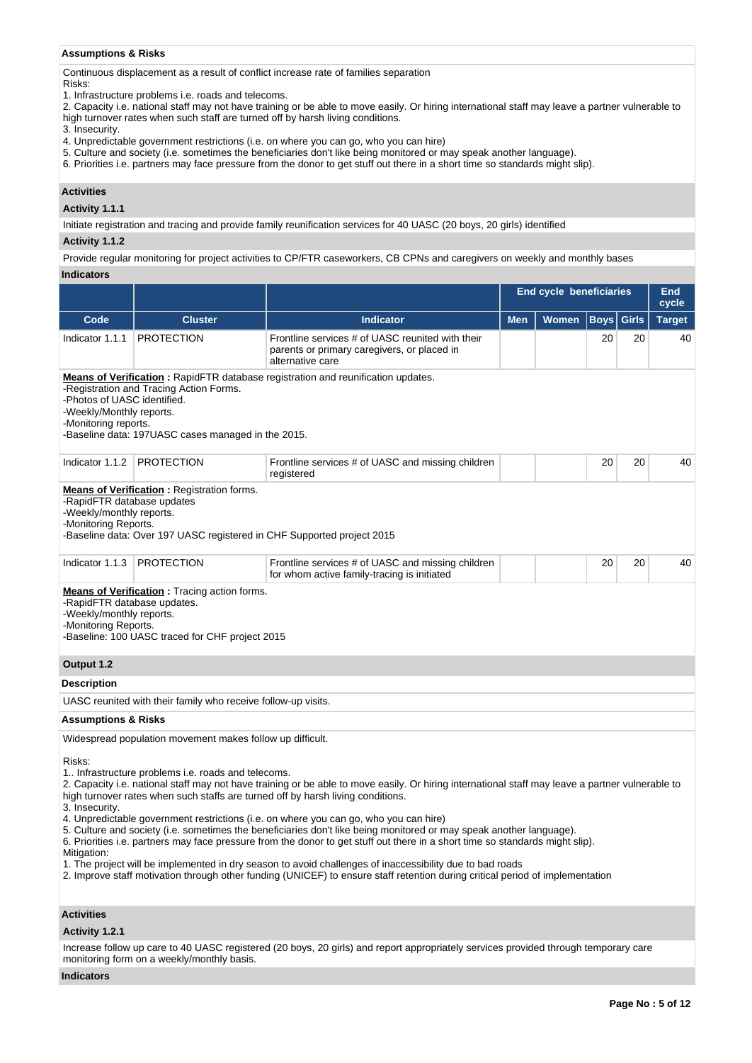**Assumptions & Risks**

Continuous displacement as a result of conflict increase rate of families separation
Risks:
1. Infrastructure problems i.e. roads and telecoms.
2. Capacity i.e. national staff may not have training or be able to move easily. Or hiring international staff may leave a partner vulnerable to high turnover rates when such staff are turned off by harsh living conditions.
3. Insecurity.
4. Unpredictable government restrictions (i.e. on where you can go, who you can hire)
5. Culture and society (i.e. sometimes the beneficiaries don't like being monitored or may speak another language).
6. Priorities i.e. partners may face pressure from the donor to get stuff out there in a short time so standards might slip).

**Activities**

**Activity 1.1.1**

Initiate registration and tracing and provide family reunification services for 40 UASC (20 boys, 20 girls) identified

**Activity 1.1.2**

Provide regular monitoring for project activities to CP/FTR caseworkers, CB CPNs and caregivers on weekly and monthly bases

**Indicators**

| | | | End cycle beneficiaries | | | | End cycle |
|---|---|---|---|---|---|---|---|
| Code | Cluster | Indicator | Men | Women | Boys | Girls | Target |
| Indicator 1.1.1 | PROTECTION | Frontline services # of UASC reunited with their parents or primary caregivers, or placed in alternative care | | | 20 | 20 | 40 |

**Means of Verification :** RapidFTR database registration and reunification updates.
-Registration and Tracing Action Forms.
-Photos of UASC identified.
-Weekly/Monthly reports.
-Monitoring reports.
-Baseline data: 197UASC cases managed in the 2015.

| Code | Cluster | Indicator | Men | Women | Boys | Girls | Target |
|---|---|---|---|---|---|---|---|
| Indicator 1.1.2 | PROTECTION | Frontline services # of UASC and missing children registered | | | 20 | 20 | 40 |

**Means of Verification :** Registration forms.
-RapidFTR database updates
-Weekly/monthly reports.
-Monitoring Reports.
-Baseline data: Over 197 UASC registered in CHF Supported project 2015

| Code | Cluster | Indicator | Men | Women | Boys | Girls | Target |
|---|---|---|---|---|---|---|---|
| Indicator 1.1.3 | PROTECTION | Frontline services # of UASC and missing children for whom active family-tracing is initiated | | | 20 | 20 | 40 |

**Means of Verification :** Tracing action forms.
-RapidFTR database updates.
-Weekly/monthly reports.
-Monitoring Reports.
-Baseline: 100 UASC traced for CHF project 2015

**Output 1.2**

**Description**

UASC reunited with their family who receive follow-up visits.

**Assumptions & Risks**

Widespread population movement makes follow up difficult.

Risks:
1.. Infrastructure problems i.e. roads and telecoms.
2. Capacity i.e. national staff may not have training or be able to move easily. Or hiring international staff may leave a partner vulnerable to high turnover rates when such staffs are turned off by harsh living conditions.
3. Insecurity.
4. Unpredictable government restrictions (i.e. on where you can go, who you can hire)
5. Culture and society (i.e. sometimes the beneficiaries don't like being monitored or may speak another language).
6. Priorities i.e. partners may face pressure from the donor to get stuff out there in a short time so standards might slip).
Mitigation:
1. The project will be implemented in dry season to avoid challenges of inaccessibility due to bad roads
2. Improve staff motivation through other funding (UNICEF) to ensure staff retention during critical period of implementation

**Activities**

**Activity 1.2.1**

Increase follow up care to 40 UASC registered (20 boys, 20 girls) and report appropriately services provided through temporary care monitoring form on a weekly/monthly basis.

**Indicators**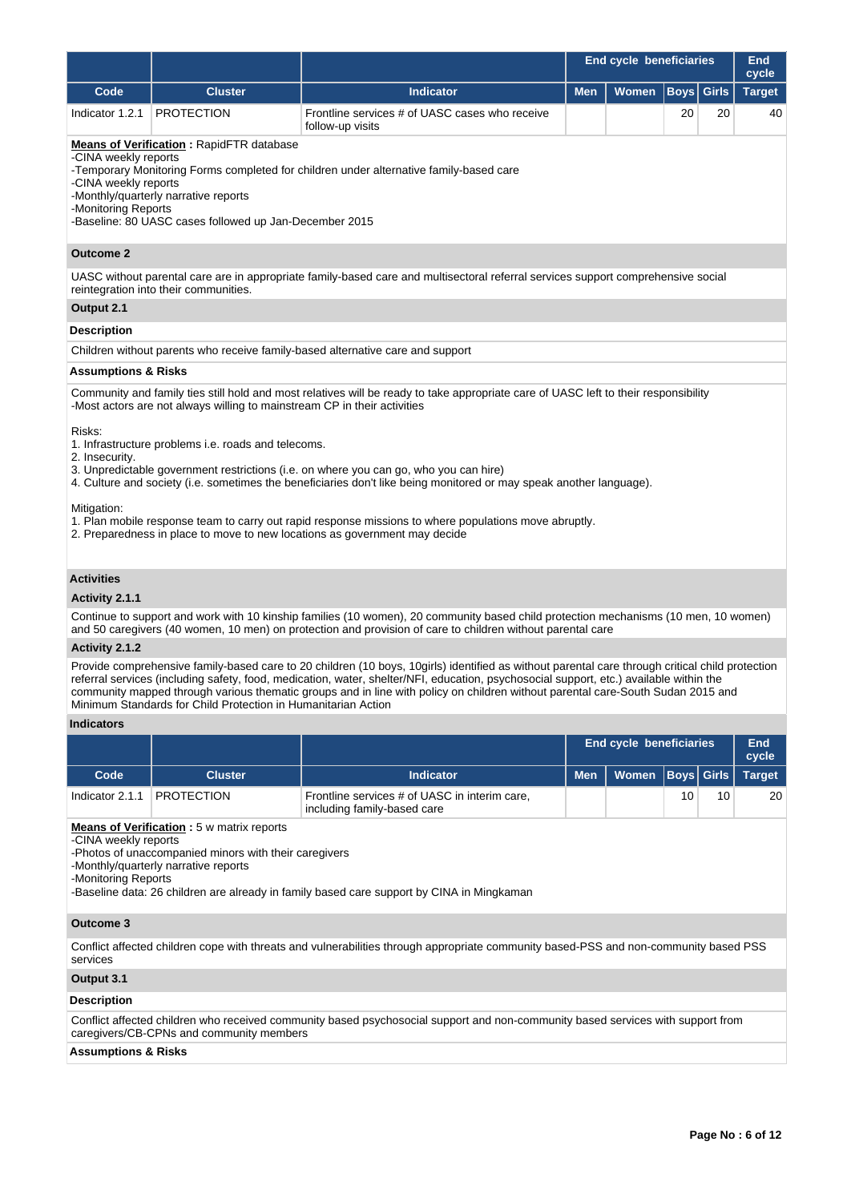| | | | End cycle beneficiaries | | | | End cycle |
|---|---|---|---|---|---|---|---|
| Code | Cluster | Indicator | Men | Women | Boys | Girls | Target |
| Indicator 1.2.1 | PROTECTION | Frontline services # of UASC cases who receive follow-up visits | | | 20 | 20 | 40 |

**Means of Verification :** RapidFTR database
-CINA weekly reports
-Temporary Monitoring Forms completed for children under alternative family-based care
-CINA weekly reports
-Monthly/quarterly narrative reports
-Monitoring Reports
-Baseline: 80 UASC cases followed up Jan-December 2015

**Outcome 2**

UASC without parental care are in appropriate family-based care and multisectoral referral services support comprehensive social reintegration into their communities.

**Output 2.1**

**Description**

Children without parents who receive family-based alternative care and support

**Assumptions & Risks**

Community and family ties still hold and most relatives will be ready to take appropriate care of UASC left to their responsibility
-Most actors are not always willing to mainstream CP in their activities

Risks:
1. Infrastructure problems i.e. roads and telecoms.
2. Insecurity.
3. Unpredictable government restrictions (i.e. on where you can go, who you can hire)
4. Culture and society (i.e. sometimes the beneficiaries don't like being monitored or may speak another language).

Mitigation:
1. Plan mobile response team to carry out rapid response missions to where populations move abruptly.
2. Preparedness in place to move to new locations as government may decide

**Activities**

**Activity 2.1.1**

Continue to support and work with 10 kinship families (10 women), 20 community based child protection mechanisms (10 men, 10 women) and 50 caregivers (40 women, 10 men) on protection and provision of care to children without parental care

**Activity 2.1.2**

Provide comprehensive family-based care to 20 children (10 boys, 10girls) identified as without parental care through critical child protection referral services (including safety, food, medication, water, shelter/NFI, education, psychosocial support, etc.) available within the community mapped through various thematic groups and in line with policy on children without parental care-South Sudan 2015 and Minimum Standards for Child Protection in Humanitarian Action

**Indicators**

| | | | End cycle beneficiaries | | | | End cycle |
|---|---|---|---|---|---|---|---|
| Code | Cluster | Indicator | Men | Women | Boys | Girls | Target |
| Indicator 2.1.1 | PROTECTION | Frontline services # of UASC in interim care, including family-based care | | | 10 | 10 | 20 |

**Means of Verification :** 5 w matrix reports
-CINA weekly reports
-Photos of unaccompanied minors with their caregivers
-Monthly/quarterly narrative reports
-Monitoring Reports
-Baseline data: 26 children are already in family based care support by CINA in Mingkaman

**Outcome 3**

Conflict affected children cope with threats and vulnerabilities through appropriate community based-PSS and non-community based PSS services

**Output 3.1**

**Description**

Conflict affected children who received community based psychosocial support and non-community based services with support from caregivers/CB-CPNs and community members

**Assumptions & Risks**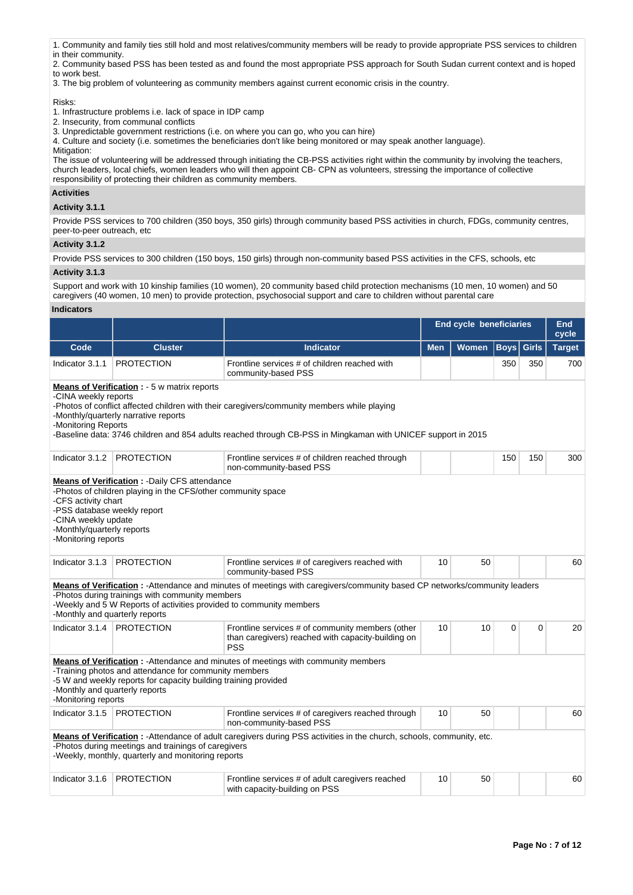1. Community and family ties still hold and most relatives/community members will be ready to provide appropriate PSS services to children in their community.
2. Community based PSS has been tested as and found the most appropriate PSS approach for South Sudan current context and is hoped to work best.
3. The big problem of volunteering as community members against current economic crisis in the country.

Risks:
1. Infrastructure problems i.e. lack of space in IDP camp
2. Insecurity, from communal conflicts
3. Unpredictable government restrictions (i.e. on where you can go, who you can hire)
4. Culture and society (i.e. sometimes the beneficiaries don't like being monitored or may speak another language).

Mitigation:
The issue of volunteering will be addressed through initiating the CB-PSS activities right within the community by involving the teachers, church leaders, local chiefs, women leaders who will then appoint CB- CPN as volunteers, stressing the importance of collective responsibility of protecting their children as community members.

**Activities**

**Activity 3.1.1**

Provide PSS services to 700 children (350 boys, 350 girls) through community based PSS activities in church, FDGs, community centres, peer-to-peer outreach, etc

**Activity 3.1.2**

Provide PSS services to 300 children (150 boys, 150 girls) through non-community based PSS activities in the CFS, schools, etc

**Activity 3.1.3**

Support and work with 10 kinship families (10 women), 20 community based child protection mechanisms (10 men, 10 women) and 50 caregivers (40 women, 10 men) to provide protection, psychosocial support and care to children without parental care

**Indicators**

| | | | End cycle beneficiaries | | | | End cycle |
|---|---|---|---|---|---|---|---|
| **Code** | **Cluster** | **Indicator** | **Men** | **Women** | **Boys** | **Girls** | **Target** |
| Indicator 3.1.1 | PROTECTION | Frontline services # of children reached with community-based PSS | | | 350 | 350 | 700 |

**Means of Verification :** - 5 w matrix reports
-CINA weekly reports
-Photos of conflict affected children with their caregivers/community members while playing
-Monthly/quarterly narrative reports
-Monitoring Reports
-Baseline data: 3746 children and 854 adults reached through CB-PSS in Mingkaman with UNICEF support in 2015

| Code | Cluster | Indicator | Men | Women | Boys | Girls | Target |
|---|---|---|---|---|---|---|---|
| Indicator 3.1.2 | PROTECTION | Frontline services # of children reached through non-community-based PSS | | | 150 | 150 | 300 |

**Means of Verification :** -Daily CFS attendance
-Photos of children playing in the CFS/other community space
-CFS activity chart
-PSS database weekly report
-CINA weekly update
-Monthly/quarterly reports
-Monitoring reports

| Code | Cluster | Indicator | Men | Women | Boys | Girls | Target |
|---|---|---|---|---|---|---|---|
| Indicator 3.1.3 | PROTECTION | Frontline services # of caregivers reached with community-based PSS | 10 | 50 | | | 60 |

**Means of Verification :** -Attendance and minutes of meetings with caregivers/community based CP networks/community leaders
-Photos during trainings with community members
-Weekly and 5 W Reports of activities provided to community members
-Monthly and quarterly reports

| Code | Cluster | Indicator | Men | Women | Boys | Girls | Target |
|---|---|---|---|---|---|---|---|
| Indicator 3.1.4 | PROTECTION | Frontline services # of community members (other than caregivers) reached with capacity-building on PSS | 10 | 10 | 0 | 0 | 20 |

**Means of Verification :** -Attendance and minutes of meetings with community members
-Training photos and attendance for community members
-5 W and weekly reports for capacity building training provided
-Monthly and quarterly reports
-Monitoring reports

| Code | Cluster | Indicator | Men | Women | Boys | Girls | Target |
|---|---|---|---|---|---|---|---|
| Indicator 3.1.5 | PROTECTION | Frontline services # of caregivers reached through non-community-based PSS | 10 | 50 | | | 60 |

**Means of Verification :** -Attendance of adult caregivers during PSS activities in the church, schools, community, etc.
-Photos during meetings and trainings of caregivers
-Weekly, monthly, quarterly and monitoring reports

| Code | Cluster | Indicator | Men | Women | Boys | Girls | Target |
|---|---|---|---|---|---|---|---|
| Indicator 3.1.6 | PROTECTION | Frontline services # of adult caregivers reached with capacity-building on PSS | 10 | 50 | | | 60 |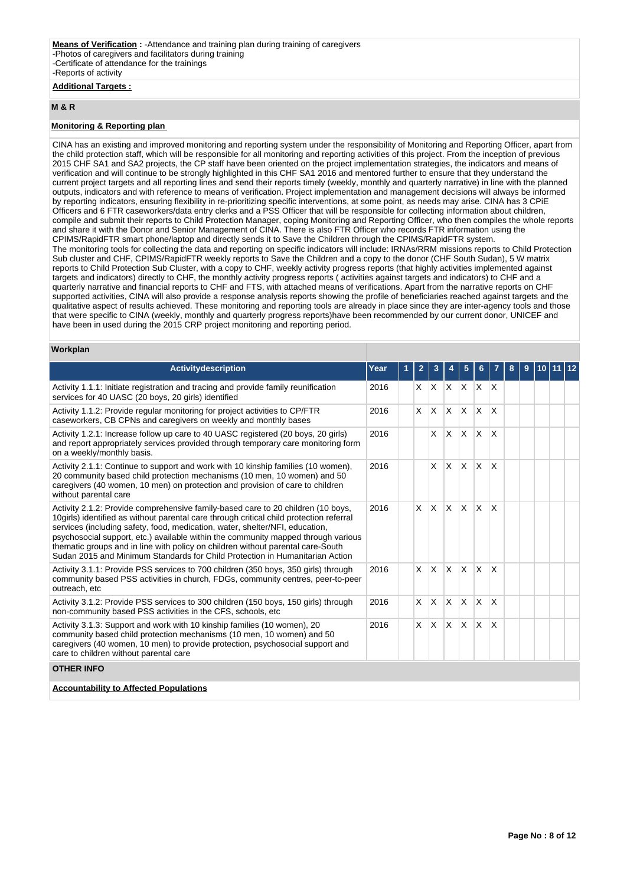**Means of Verification :** -Attendance and training plan during training of caregivers
-Photos of caregivers and facilitators during training
-Certificate of attendance for the trainings
-Reports of activity

**Additional Targets :**

## M & R

**Monitoring & Reporting plan**

CINA has an existing and improved monitoring and reporting system under the responsibility of Monitoring and Reporting Officer, apart from the child protection staff, which will be responsible for all monitoring and reporting activities of this project. From the inception of previous 2015 CHF SA1 and SA2 projects, the CP staff have been oriented on the project implementation strategies, the indicators and means of verification and will continue to be strongly highlighted in this CHF SA1 2016 and mentored further to ensure that they understand the current project targets and all reporting lines and send their reports timely (weekly, monthly and quarterly narrative) in line with the planned outputs, indicators and with reference to means of verification. Project implementation and management decisions will always be informed by reporting indicators, ensuring flexibility in re-prioritizing specific interventions, at some point, as needs may arise. CINA has 3 CPiE Officers and 6 FTR caseworkers/data entry clerks and a PSS Officer that will be responsible for collecting information about children, compile and submit their reports to Child Protection Manager, coping Monitoring and Reporting Officer, who then compiles the whole reports and share it with the Donor and Senior Management of CINA. There is also FTR Officer who records FTR information using the CPIMS/RapidFTR smart phone/laptop and directly sends it to Save the Children through the CPIMS/RapidFTR system.
The monitoring tools for collecting the data and reporting on specific indicators will include: IRNAs/RRM missions reports to Child Protection Sub cluster and CHF, CPIMS/RapidFTR weekly reports to Save the Children and a copy to the donor (CHF South Sudan), 5 W matrix reports to Child Protection Sub Cluster, with a copy to CHF, weekly activity progress reports (that highly activities implemented against targets and indicators) directly to CHF, the monthly activity progress reports ( activities against targets and indicators) to CHF and a quarterly narrative and financial reports to CHF and FTS, with attached means of verifications. Apart from the narrative reports on CHF supported activities, CINA will also provide a response analysis reports showing the profile of beneficiaries reached against targets and the qualitative aspect of results achieved. These monitoring and reporting tools are already in place since they are inter-agency tools and those that were specific to CINA (weekly, monthly and quarterly progress reports)have been recommended by our current donor, UNICEF and have been in used during the 2015 CRP project monitoring and reporting period.

**Workplan**

| Activitydescription | Year | 1 | 2 | 3 | 4 | 5 | 6 | 7 | 8 | 9 | 10 | 11 | 12 |
|---|---|---|---|---|---|---|---|---|---|---|---|---|---|
| Activity 1.1.1: Initiate registration and tracing and provide family reunification services for 40 UASC (20 boys, 20 girls) identified | 2016 | | X | X | X | X | X | X | | | | | |
| Activity 1.1.2: Provide regular monitoring for project activities to CP/FTR caseworkers, CB CPNs and caregivers on weekly and monthly bases | 2016 | | X | X | X | X | X | X | | | | | |
| Activity 1.2.1: Increase follow up care to 40 UASC registered (20 boys, 20 girls) and report appropriately services provided through temporary care monitoring form on a weekly/monthly basis. | 2016 | | | X | X | X | X | X | | | | | |
| Activity 2.1.1: Continue to support and work with 10 kinship families (10 women), 20 community based child protection mechanisms (10 men, 10 women) and 50 caregivers (40 women, 10 men) on protection and provision of care to children without parental care | 2016 | | | X | X | X | X | X | | | | | |
| Activity 2.1.2: Provide comprehensive family-based care to 20 children (10 boys, 10girls) identified as without parental care through critical child protection referral services (including safety, food, medication, water, shelter/NFI, education, psychosocial support, etc.) available within the community mapped through various thematic groups and in line with policy on children without parental care-South Sudan 2015 and Minimum Standards for Child Protection in Humanitarian Action | 2016 | | X | X | X | X | X | X | | | | | |
| Activity 3.1.1: Provide PSS services to 700 children (350 boys, 350 girls) through community based PSS activities in church, FDGs, community centres, peer-to-peer outreach, etc | 2016 | | X | X | X | X | X | X | | | | | |
| Activity 3.1.2: Provide PSS services to 300 children (150 boys, 150 girls) through non-community based PSS activities in the CFS, schools, etc | 2016 | | X | X | X | X | X | X | | | | | |
| Activity 3.1.3: Support and work with 10 kinship families (10 women), 20 community based child protection mechanisms (10 men, 10 women) and 50 caregivers (40 women, 10 men) to provide protection, psychosocial support and care to children without parental care | 2016 | | X | X | X | X | X | X | | | | | |

## OTHER INFO

**Accountability to Affected Populations**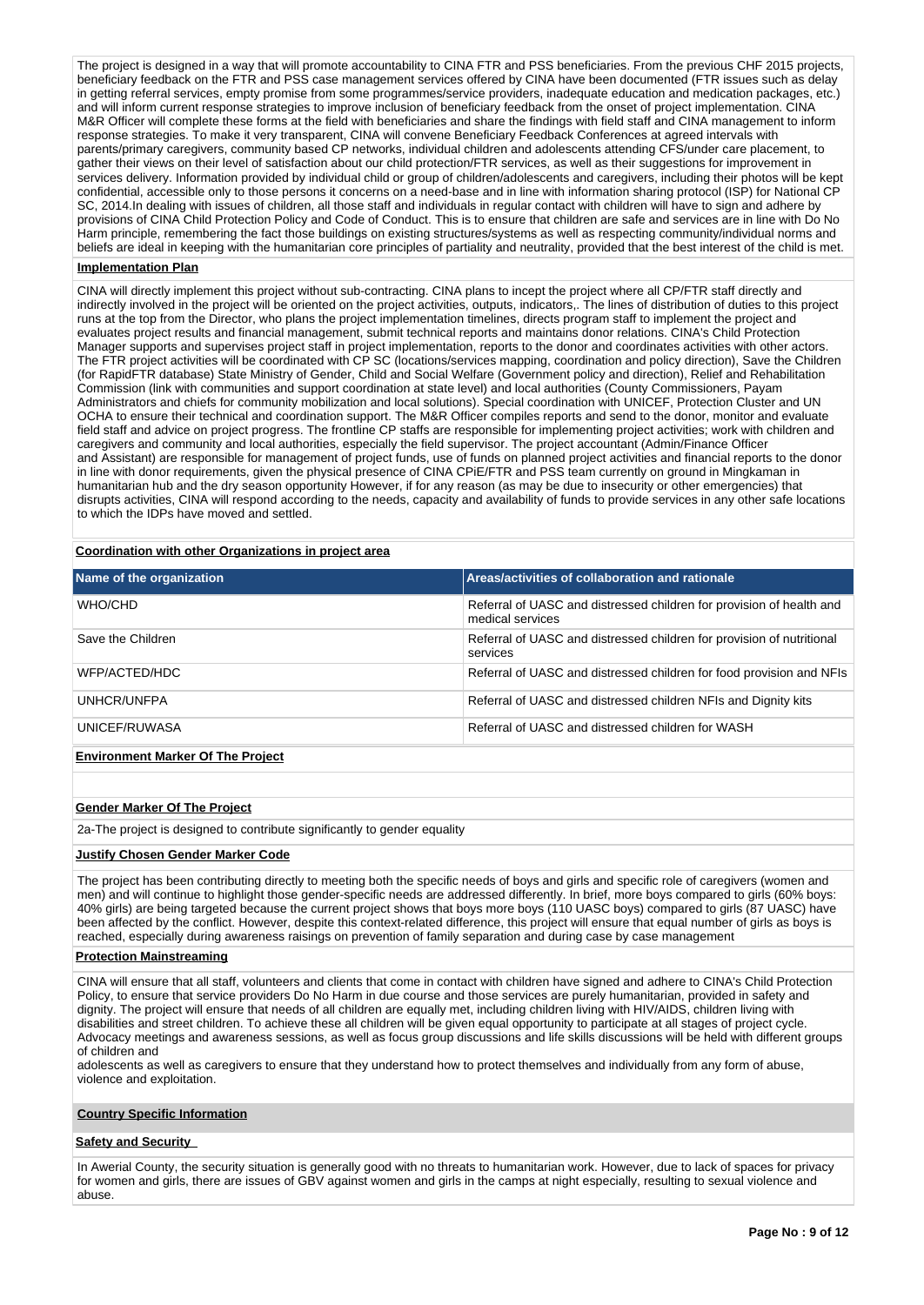The project is designed in a way that will promote accountability to CINA FTR and PSS beneficiaries. From the previous CHF 2015 projects, beneficiary feedback on the FTR and PSS case management services offered by CINA have been documented (FTR issues such as delay in getting referral services, empty promise from some programmes/service providers, inadequate education and medication packages, etc.) and will inform current response strategies to improve inclusion of beneficiary feedback from the onset of project implementation. CINA M&R Officer will complete these forms at the field with beneficiaries and share the findings with field staff and CINA management to inform response strategies. To make it very transparent, CINA will convene Beneficiary Feedback Conferences at agreed intervals with parents/primary caregivers, community based CP networks, individual children and adolescents attending CFS/under care placement, to gather their views on their level of satisfaction about our child protection/FTR services, as well as their suggestions for improvement in services delivery. Information provided by individual child or group of children/adolescents and caregivers, including their photos will be kept confidential, accessible only to those persons it concerns on a need-base and in line with information sharing protocol (ISP) for National CP SC, 2014.In dealing with issues of children, all those staff and individuals in regular contact with children will have to sign and adhere to by provisions of CINA Child Protection Policy and Code of Conduct. This is to ensure that children are safe and services are in line with Do No Harm principle, remembering the fact those buildings on existing structures/systems as well as respecting community/individual norms and beliefs are ideal in keeping with the humanitarian core principles of partiality and neutrality, provided that the best interest of the child is met.

**Implementation Plan**

CINA will directly implement this project without sub-contracting. CINA plans to incept the project where all CP/FTR staff directly and indirectly involved in the project will be oriented on the project activities, outputs, indicators,. The lines of distribution of duties to this project runs at the top from the Director, who plans the project implementation timelines, directs program staff to implement the project and evaluates project results and financial management, submit technical reports and maintains donor relations. CINA's Child Protection Manager supports and supervises project staff in project implementation, reports to the donor and coordinates activities with other actors. The FTR project activities will be coordinated with CP SC (locations/services mapping, coordination and policy direction), Save the Children (for RapidFTR database) State Ministry of Gender, Child and Social Welfare (Government policy and direction), Relief and Rehabilitation Commission (link with communities and support coordination at state level) and local authorities (County Commissioners, Payam Administrators and chiefs for community mobilization and local solutions). Special coordination with UNICEF, Protection Cluster and UN OCHA to ensure their technical and coordination support. The M&R Officer compiles reports and send to the donor, monitor and evaluate field staff and advice on project progress. The frontline CP staffs are responsible for implementing project activities; work with children and caregivers and community and local authorities, especially the field supervisor. The project accountant (Admin/Finance Officer and Assistant) are responsible for management of project funds, use of funds on planned project activities and financial reports to the donor in line with donor requirements, given the physical presence of CINA CPiE/FTR and PSS team currently on ground in Mingkaman in humanitarian hub and the dry season opportunity However, if for any reason (as may be due to insecurity or other emergencies) that disrupts activities, CINA will respond according to the needs, capacity and availability of funds to provide services in any other safe locations to which the IDPs have moved and settled.

**Coordination with other Organizations in project area**

| Name of the organization | Areas/activities of collaboration and rationale |
|---|---|
| WHO/CHD | Referral of UASC and distressed children for provision of health and medical services |
| Save the Children | Referral of UASC and distressed children for provision of nutritional services |
| WFP/ACTED/HDC | Referral of UASC and distressed children for food provision and NFIs |
| UNHCR/UNFPA | Referral of UASC and distressed children NFIs and Dignity kits |
| UNICEF/RUWASA | Referral of UASC and distressed children for WASH |

**Environment Marker Of The Project**

**Gender Marker Of The Project**

2a-The project is designed to contribute significantly to gender equality

**Justify Chosen Gender Marker Code**

The project has been contributing directly to meeting both the specific needs of boys and girls and specific role of caregivers (women and men) and will continue to highlight those gender-specific needs are addressed differently. In brief, more boys compared to girls (60% boys: 40% girls) are being targeted because the current project shows that boys more boys (110 UASC boys) compared to girls (87 UASC) have been affected by the conflict. However, despite this context-related difference, this project will ensure that equal number of girls as boys is reached, especially during awareness raisings on prevention of family separation and during case by case management

**Protection Mainstreaming**

CINA will ensure that all staff, volunteers and clients that come in contact with children have signed and adhere to CINA's Child Protection Policy, to ensure that service providers Do No Harm in due course and those services are purely humanitarian, provided in safety and dignity. The project will ensure that needs of all children are equally met, including children living with HIV/AIDS, children living with disabilities and street children. To achieve these all children will be given equal opportunity to participate at all stages of project cycle. Advocacy meetings and awareness sessions, as well as focus group discussions and life skills discussions will be held with different groups of children and adolescents as well as caregivers to ensure that they understand how to protect themselves and individually from any form of abuse, violence and exploitation.

**Country Specific Information**

**Safety and Security**

In Awerial County, the security situation is generally good with no threats to humanitarian work. However, due to lack of spaces for privacy for women and girls, there are issues of GBV against women and girls in the camps at night especially, resulting to sexual violence and abuse.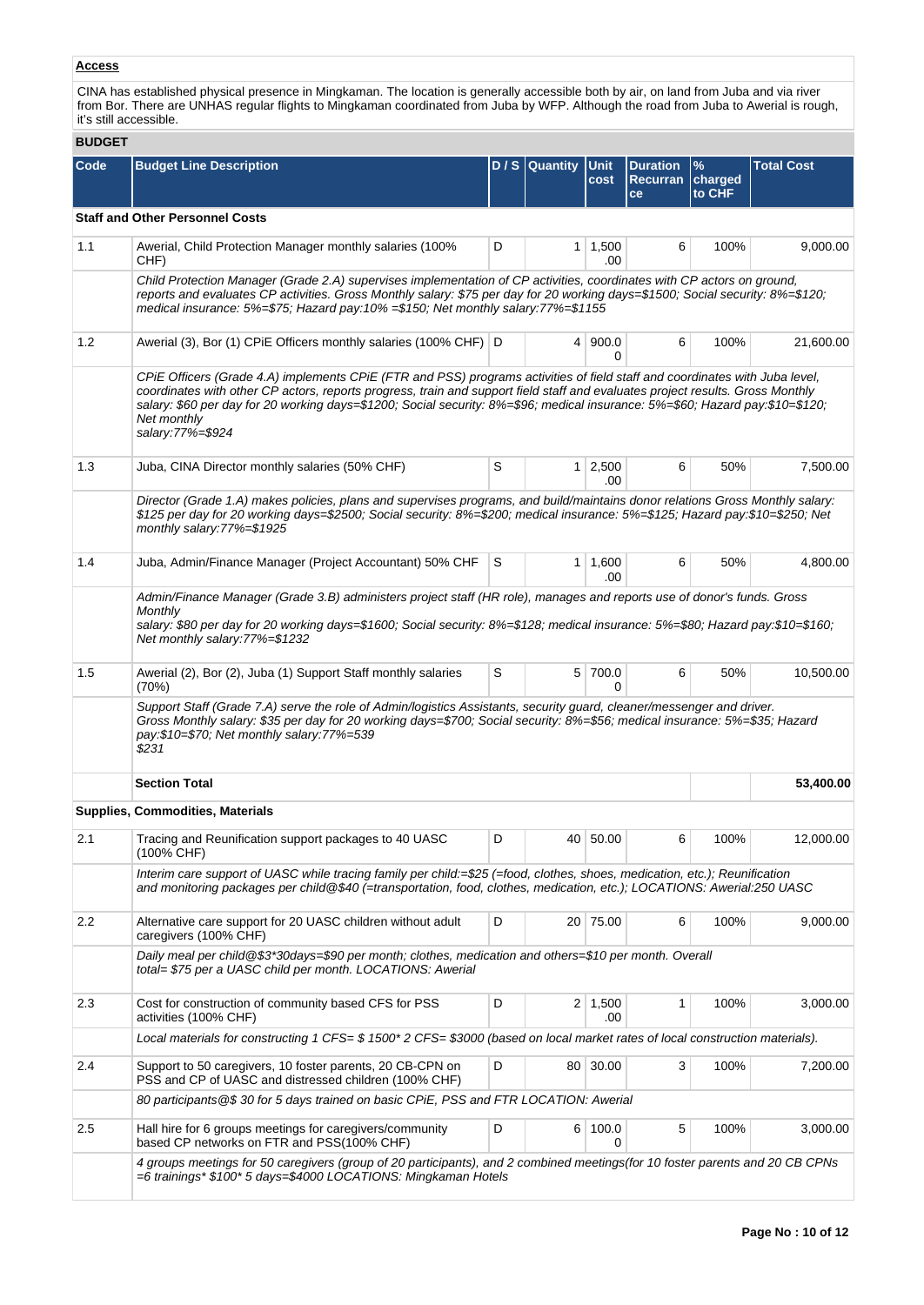**Access**

CINA has established physical presence in Mingkaman. The location is generally accessible both by air, on land from Juba and via river from Bor. There are UNHAS regular flights to Mingkaman coordinated from Juba by WFP. Although the road from Juba to Awerial is rough, it's still accessible.

**BUDGET**

| Code | Budget Line Description | D / S | Quantity | Unit cost | Duration Recurrance | % charged to CHF | Total Cost |
|---|---|---|---|---|---|---|---|
| **Staff and Other Personnel Costs** | | | | | | | |
| 1.1 | Awerial, Child Protection Manager monthly salaries (100% CHF) | D | 1 | 1,500.00 | 6 | 100% | 9,000.00 |
| | *Child Protection Manager (Grade 2.A) supervises implementation of CP activities, coordinates with CP actors on ground, reports and evaluates CP activities. Gross Monthly salary: $75 per day for 20 working days=$1500; Social security: 8%=$120; medical insurance: 5%=$75; Hazard pay:10% =$150; Net monthly salary:77%=$1155* | | | | | | |
| 1.2 | Awerial (3), Bor (1) CPiE Officers monthly salaries (100% CHF) | D | 4 | 900.00 | 6 | 100% | 21,600.00 |
| | *CPiE Officers (Grade 4.A) implements CPiE (FTR and PSS) programs activities of field staff and coordinates with Juba level, coordinates with other CP actors, reports progress, train and support field staff and evaluates project results. Gross Monthly salary: $60 per day for 20 working days=$1200; Social security: 8%=$96; medical insurance: 5%=$60; Hazard pay:$10=$120; Net monthly salary:77%=$924* | | | | | | |
| 1.3 | Juba, CINA Director monthly salaries (50% CHF) | S | 1 | 2,500.00 | 6 | 50% | 7,500.00 |
| | *Director (Grade 1.A) makes policies, plans and supervises programs, and build/maintains donor relations Gross Monthly salary: $125 per day for 20 working days=$2500; Social security: 8%=$200; medical insurance: 5%=$125; Hazard pay:$10=$250; Net monthly salary:77%=$1925* | | | | | | |
| 1.4 | Juba, Admin/Finance Manager (Project Accountant) 50% CHF | S | 1 | 1,600.00 | 6 | 50% | 4,800.00 |
| | *Admin/Finance Manager (Grade 3.B) administers project staff (HR role), manages and reports use of donor's funds. Gross Monthly salary: $80 per day for 20 working days=$1600; Social security: 8%=$128; medical insurance: 5%=$80; Hazard pay:$10=$160; Net monthly salary:77%=$1232* | | | | | | |
| 1.5 | Awerial (2), Bor (2), Juba (1) Support Staff monthly salaries (70%) | S | 5 | 700.00 | 6 | 50% | 10,500.00 |
| | *Support Staff (Grade 7.A) serve the role of Admin/logistics Assistants, security guard, cleaner/messenger and driver. Gross Monthly salary: $35 per day for 20 working days=$700; Social security: 8%=$56; medical insurance: 5%=$35; Hazard pay:$10=$70; Net monthly salary:77%=539 $231* | | | | | | |
| | **Section Total** | | | | | | **53,400.00** |
| **Supplies, Commodities, Materials** | | | | | | | |
| 2.1 | Tracing and Reunification support packages to 40 UASC (100% CHF) | D | 40 | 50.00 | 6 | 100% | 12,000.00 |
| | *Interim care support of UASC while tracing family per child:=$25 (=food, clothes, shoes, medication, etc.); Reunification and monitoring packages per child@$40 (=transportation, food, clothes, medication, etc.); LOCATIONS: Awerial:250 UASC* | | | | | | |
| 2.2 | Alternative care support for 20 UASC children without adult caregivers (100% CHF) | D | 20 | 75.00 | 6 | 100% | 9,000.00 |
| | *Daily meal per child@$3*30days=$90 per month; clothes, medication and others=$10 per month. Overall total= $75 per a UASC child per month. LOCATIONS: Awerial* | | | | | | |
| 2.3 | Cost for construction of community based CFS for PSS activities (100% CHF) | D | 2 | 1,500.00 | 1 | 100% | 3,000.00 |
| | *Local materials for constructing 1 CFS= $ 1500* 2 CFS= $3000 (based on local market rates of local construction materials).* | | | | | | |
| 2.4 | Support to 50 caregivers, 10 foster parents, 20 CB-CPN on PSS and CP of UASC and distressed children (100% CHF) | D | 80 | 30.00 | 3 | 100% | 7,200.00 |
| | *80 participants@$ 30 for 5 days trained on basic CPiE, PSS and FTR LOCATION: Awerial* | | | | | | |
| 2.5 | Hall hire for 6 groups meetings for caregivers/community based CP networks on FTR and PSS(100% CHF) | D | 6 | 100.00 | 5 | 100% | 3,000.00 |
| | *4 groups meetings for 50 caregivers (group of 20 participants), and 2 combined meetings(for 10 foster parents and 20 CB CPNs =6 trainings* $100* 5 days=$4000 LOCATIONS: Mingkaman Hotels* | | | | | | |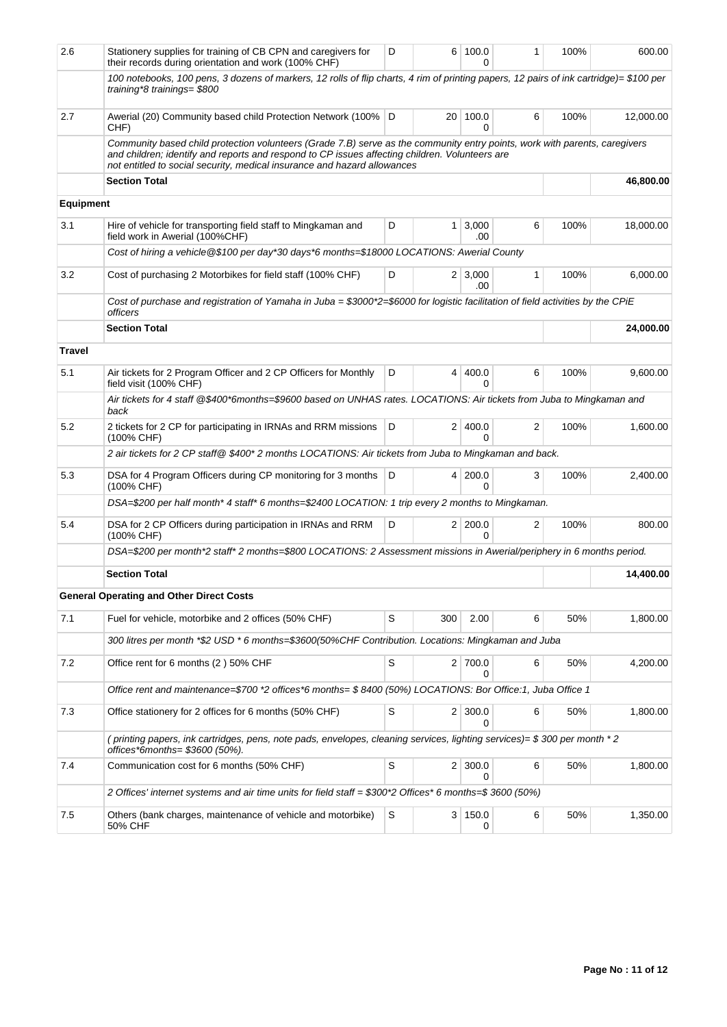| | | | | | | | |
|---|---|---|---|---|---|---|---|
| 2.6 | Stationery supplies for training of CB CPN and caregivers for their records during orientation and work (100% CHF) | D | 6 | 100.00 | 1 | 100% | 600.00 |
| | *100 notebooks, 100 pens, 3 dozens of markers, 12 rolls of flip charts, 4 rim of printing papers, 12 pairs of ink cartridge)= $100 per training*8 trainings= $800* | | | | | | |
| 2.7 | Awerial (20) Community based child Protection Network (100% CHF) | D | 20 | 100.00 | 6 | 100% | 12,000.00 |
| | *Community based child protection volunteers (Grade 7.B) serve as the community entry points, work with parents, caregivers and children; identify and reports and respond to CP issues affecting children. Volunteers are not entitled to social security, medical insurance and hazard allowances* | | | | | | |
| | **Section Total** | | | | | | **46,800.00** |
| **Equipment** | | | | | | | |
| 3.1 | Hire of vehicle for transporting field staff to Mingkaman and field work in Awerial (100%CHF) | D | 1 | 3,000.00 | 6 | 100% | 18,000.00 |
| | *Cost of hiring a vehicle@$100 per day*30 days*6 months=$18000 LOCATIONS: Awerial County* | | | | | | |
| 3.2 | Cost of purchasing 2 Motorbikes for field staff (100% CHF) | D | 2 | 3,000.00 | 1 | 100% | 6,000.00 |
| | *Cost of purchase and registration of Yamaha in Juba = $3000*2=$6000 for logistic facilitation of field activities by the CPiE officers* | | | | | | |
| | **Section Total** | | | | | | **24,000.00** |
| **Travel** | | | | | | | |
| 5.1 | Air tickets for 2 Program Officer and 2 CP Officers for Monthly field visit (100% CHF) | D | 4 | 400.00 | 6 | 100% | 9,600.00 |
| | *Air tickets for 4 staff @$400*6months=$9600 based on UNHAS rates. LOCATIONS: Air tickets from Juba to Mingkaman and back* | | | | | | |
| 5.2 | 2 tickets for 2 CP for participating in IRNAs and RRM missions (100% CHF) | D | 2 | 400.00 | 2 | 100% | 1,600.00 |
| | *2 air tickets for 2 CP staff@ $400* 2 months LOCATIONS: Air tickets from Juba to Mingkaman and back.* | | | | | | |
| 5.3 | DSA for 4 Program Officers during CP monitoring for 3 months (100% CHF) | D | 4 | 200.00 | 3 | 100% | 2,400.00 |
| | *DSA=$200 per half month* 4 staff* 6 months=$2400 LOCATION: 1 trip every 2 months to Mingkaman.* | | | | | | |
| 5.4 | DSA for 2 CP Officers during participation in IRNAs and RRM (100% CHF) | D | 2 | 200.00 | 2 | 100% | 800.00 |
| | *DSA=$200 per month*2 staff* 2 months=$800 LOCATIONS: 2 Assessment missions in Awerial/periphery in 6 months period.* | | | | | | |
| | **Section Total** | | | | | | **14,400.00** |
| | **General Operating and Other Direct Costs** | | | | | | |
| 7.1 | Fuel for vehicle, motorbike and 2 offices (50% CHF) | S | 300 | 2.00 | 6 | 50% | 1,800.00 |
| | *300 litres per month *$2 USD * 6 months=$3600(50%CHF Contribution. Locations: Mingkaman and Juba* | | | | | | |
| 7.2 | Office rent for 6 months (2 ) 50% CHF | S | 2 | 700.00 | 6 | 50% | 4,200.00 |
| | *Office rent and maintenance=$700 *2 offices*6 months= $ 8400 (50%) LOCATIONS: Bor Office:1, Juba Office 1* | | | | | | |
| 7.3 | Office stationery for 2 offices for 6 months (50% CHF) | S | 2 | 300.00 | 6 | 50% | 1,800.00 |
| | *( printing papers, ink cartridges, pens, note pads, envelopes, cleaning services, lighting services)= $ 300 per month * 2 offices*6months= $3600 (50%).* | | | | | | |
| 7.4 | Communication cost for 6 months (50% CHF) | S | 2 | 300.00 | 6 | 50% | 1,800.00 |
| | *2 Offices' internet systems and air time units for field staff = $300*2 Offices* 6 months=$ 3600 (50%)* | | | | | | |
| 7.5 | Others (bank charges, maintenance of vehicle and motorbike) 50% CHF | S | 3 | 150.00 | 6 | 50% | 1,350.00 |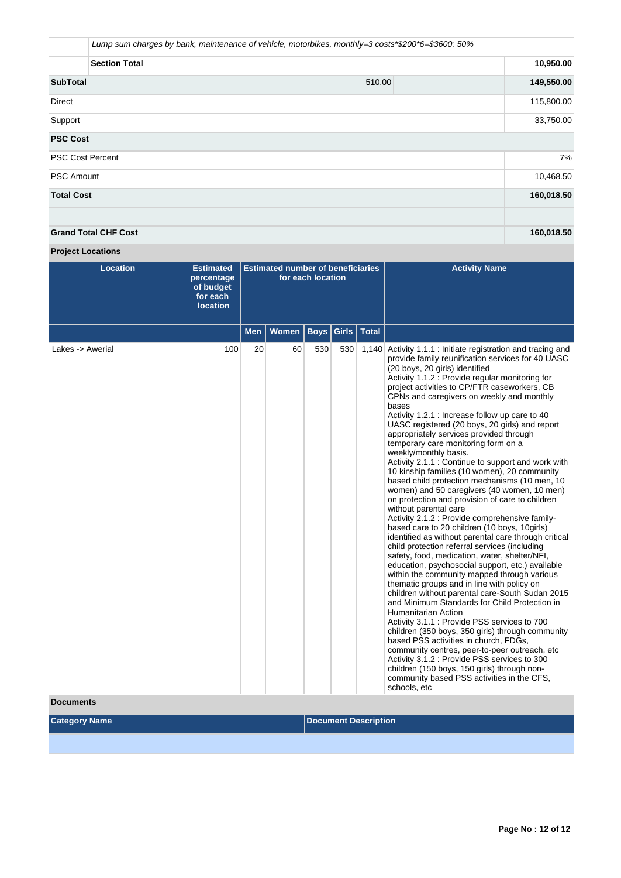| | | | | |
|---|---|---|---|---|
| | *Lump sum charges by bank, maintenance of vehicle, motorbikes, monthly=3 costs\*$200\*6=$3600: 50%* | | | |
| | **Section Total** | | | **10,950.00** |
| **SubTotal** | | 510.00 | | **149,550.00** |
| Direct | | | | 115,800.00 |
| Support | | | | 33,750.00 |
| **PSC Cost** | | | | |
| PSC Cost Percent | | | | 7% |
| PSC Amount | | | | 10,468.50 |
| **Total Cost** | | | | **160,018.50** |
| | | | | |
| **Grand Total CHF Cost** | | | | **160,018.50** |

**Project Locations**

| Location | Estimated percentage of budget for each location | Estimated number of beneficiaries for each location | | | | | Activity Name |
|---|---|---|---|---|---|---|---|
| | | Men | Women | Boys | Girls | Total | |
| Lakes -> Awerial | 100 | 20 | 60 | 530 | 530 | 1,140 | Activity 1.1.1 : Initiate registration and tracing and provide family reunification services for 40 UASC (20 boys, 20 girls) identified<br>Activity 1.1.2 : Provide regular monitoring for project activities to CP/FTR caseworkers, CB CPNs and caregivers on weekly and monthly bases<br>Activity 1.2.1 : Increase follow up care to 40 UASC registered (20 boys, 20 girls) and report appropriately services provided through temporary care monitoring form on a weekly/monthly basis.<br>Activity 2.1.1 : Continue to support and work with 10 kinship families (10 women), 20 community based child protection mechanisms (10 men, 10 women) and 50 caregivers (40 women, 10 men) on protection and provision of care to children without parental care<br>Activity 2.1.2 : Provide comprehensive family-based care to 20 children (10 boys, 10girls) identified as without parental care through critical child protection referral services (including safety, food, medication, water, shelter/NFI, education, psychosocial support, etc.) available within the community mapped through various thematic groups and in line with policy on children without parental care-South Sudan 2015 and Minimum Standards for Child Protection in Humanitarian Action<br>Activity 3.1.1 : Provide PSS services to 700 children (350 boys, 350 girls) through community based PSS activities in church, FDGs, community centres, peer-to-peer outreach, etc<br>Activity 3.1.2 : Provide PSS services to 300 children (150 boys, 150 girls) through non-community based PSS activities in the CFS, schools, etc |

**Documents**

| Category Name | Document Description |
|---|---|
| | |